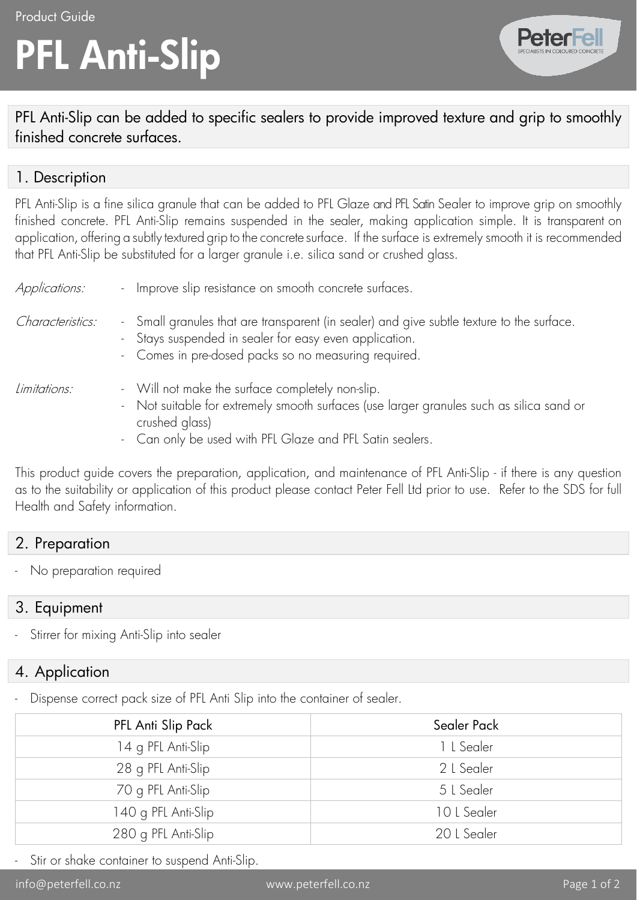Product Guide

# PFL Anti-Slip

PFL Anti-Slip can be added to specific sealers to provide improved texture and grip to smoothly finished concrete surfaces.

## 1. Description

PFL Anti-Slip is a fine silica granule that can be added to PFL Glaze and PFL Satin Sealer to improve grip on smoothly finished concrete. PFL Anti-Slip remains suspended in the sealer, making application simple. It is transparent on application, offering a subtly textured grip to the concrete surface. If the surface is extremely smooth it is recommended that PFL Anti-Slip be substituted for a larger granule i.e. silica sand or crushed glass.

*Applications:*

- Improve slip resistance on smooth concrete surfaces.

*Characteristics:*

- Small granules that are transparent (in sealer) and give subtle texture to the surface.
- Stays suspended in sealer for easy even application.
- Comes in pre-dosed packs so no measuring required.

*Limitations:*

- Will not make the surface completely non-slip.
- Not suitable for extremely smooth surfaces (use larger granules such as silica sand or crushed glass)
- Can only be used with PFL Glaze and PFL Satin sealers.

This product guide covers the preparation, application, and maintenance of PFL Anti-Slip - if there is any question as to the suitability or application of this product please contact Peter Fell Ltd prior to use. Refer to the SDS for full Health and Safety information.

## 2. Preparation

- No preparation required

## 3. Equipment

- Stirrer for mixing Anti-Slip into sealer

## 4. Application

- Dispense correct pack size of PFL Anti Slip into the container of sealer.

| PFL Anti Slip Pack | Sealer Pack |
|---|---|
| 14 g PFL Anti-Slip | 1 L Sealer |
| 28 g PFL Anti-Slip | 2 L Sealer |
| 70 g PFL Anti-Slip | 5 L Sealer |
| 140 g PFL Anti-Slip | 10 L Sealer |
| 280 g PFL Anti-Slip | 20 L Sealer |

- Stir or shake container to suspend Anti-Slip.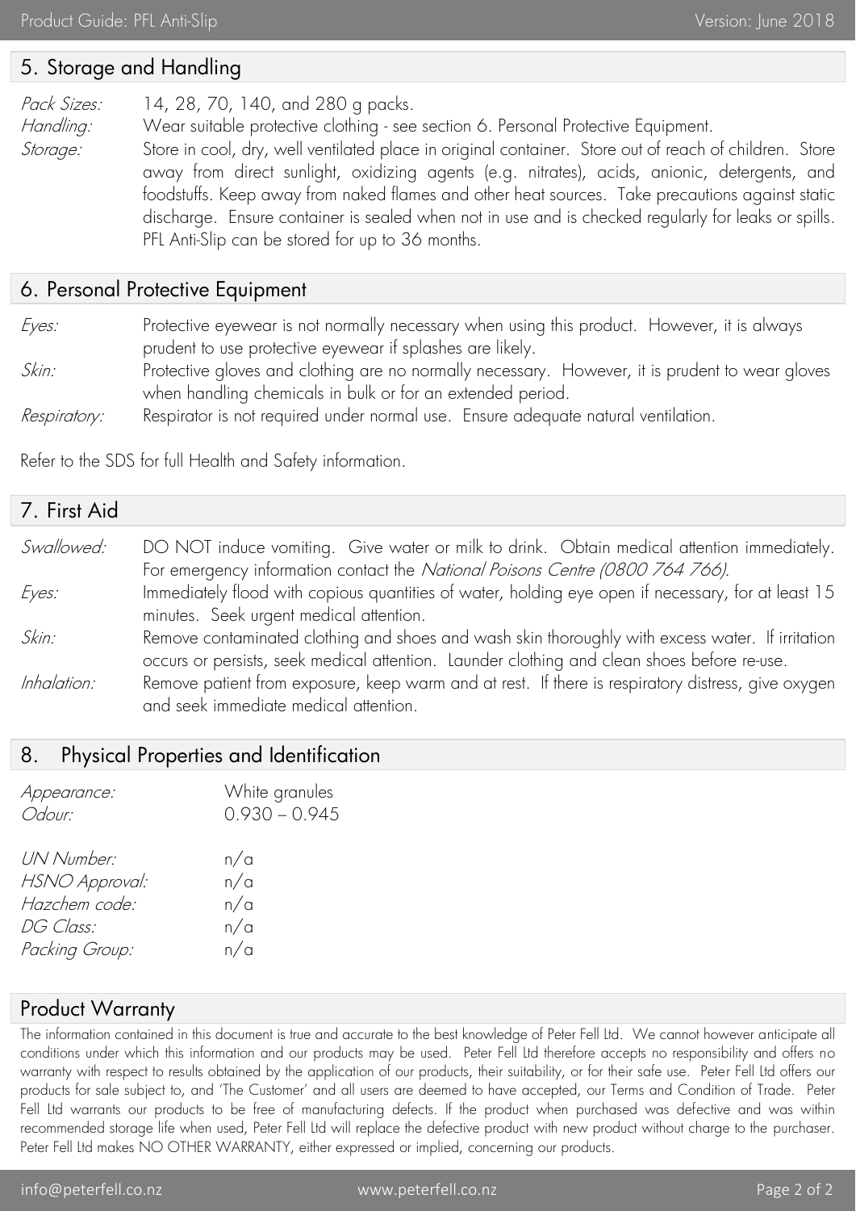## 5. Storage and Handling

*Pack Sizes:* 14, 28, 70, 140, and 280 g packs.

*Handling:* Wear suitable protective clothing - see section 6. Personal Protective Equipment.

*Storage:* Store in cool, dry, well ventilated place in original container. Store out of reach of children. Store away from direct sunlight, oxidizing agents (e.g. nitrates), acids, anionic, detergents, and foodstuffs. Keep away from naked flames and other heat sources. Take precautions against static discharge. Ensure container is sealed when not in use and is checked regularly for leaks or spills. PFL Anti-Slip can be stored for up to 36 months.

## 6. Personal Protective Equipment

*Eyes:* Protective eyewear is not normally necessary when using this product. However, it is always prudent to use protective eyewear if splashes are likely.

*Skin:* Protective gloves and clothing are no normally necessary. However, it is prudent to wear gloves when handling chemicals in bulk or for an extended period.

*Respiratory:* Respirator is not required under normal use. Ensure adequate natural ventilation.

Refer to the SDS for full Health and Safety information.

## 7. First Aid

*Swallowed:* DO NOT induce vomiting. Give water or milk to drink. Obtain medical attention immediately. For emergency information contact the *National Poisons Centre (0800 764 766)*.

*Eyes:* Immediately flood with copious quantities of water, holding eye open if necessary, for at least 15 minutes. Seek urgent medical attention.

*Skin:* Remove contaminated clothing and shoes and wash skin thoroughly with excess water. If irritation occurs or persists, seek medical attention. Launder clothing and clean shoes before re-use.

*Inhalation:* Remove patient from exposure, keep warm and at rest. If there is respiratory distress, give oxygen and seek immediate medical attention.

## 8. Physical Properties and Identification

*Appearance:* White granules

*Odour:* 0.930 – 0.945

*UN Number:* n/a

*HSNO Approval:* n/a

*Hazchem code:* n/a

*DG Class:* n/a

*Packing Group:* n/a

## Product Warranty

The information contained in this document is true and accurate to the best knowledge of Peter Fell Ltd. We cannot however anticipate all conditions under which this information and our products may be used. Peter Fell Ltd therefore accepts no responsibility and offers no warranty with respect to results obtained by the application of our products, their suitability, or for their safe use. Peter Fell Ltd offers our products for sale subject to, and 'The Customer' and all users are deemed to have accepted, our Terms and Condition of Trade. Peter Fell Ltd warrants our products to be free of manufacturing defects. If the product when purchased was defective and was within recommended storage life when used, Peter Fell Ltd will replace the defective product with new product without charge to the purchaser. Peter Fell Ltd makes NO OTHER WARRANTY, either expressed or implied, concerning our products.